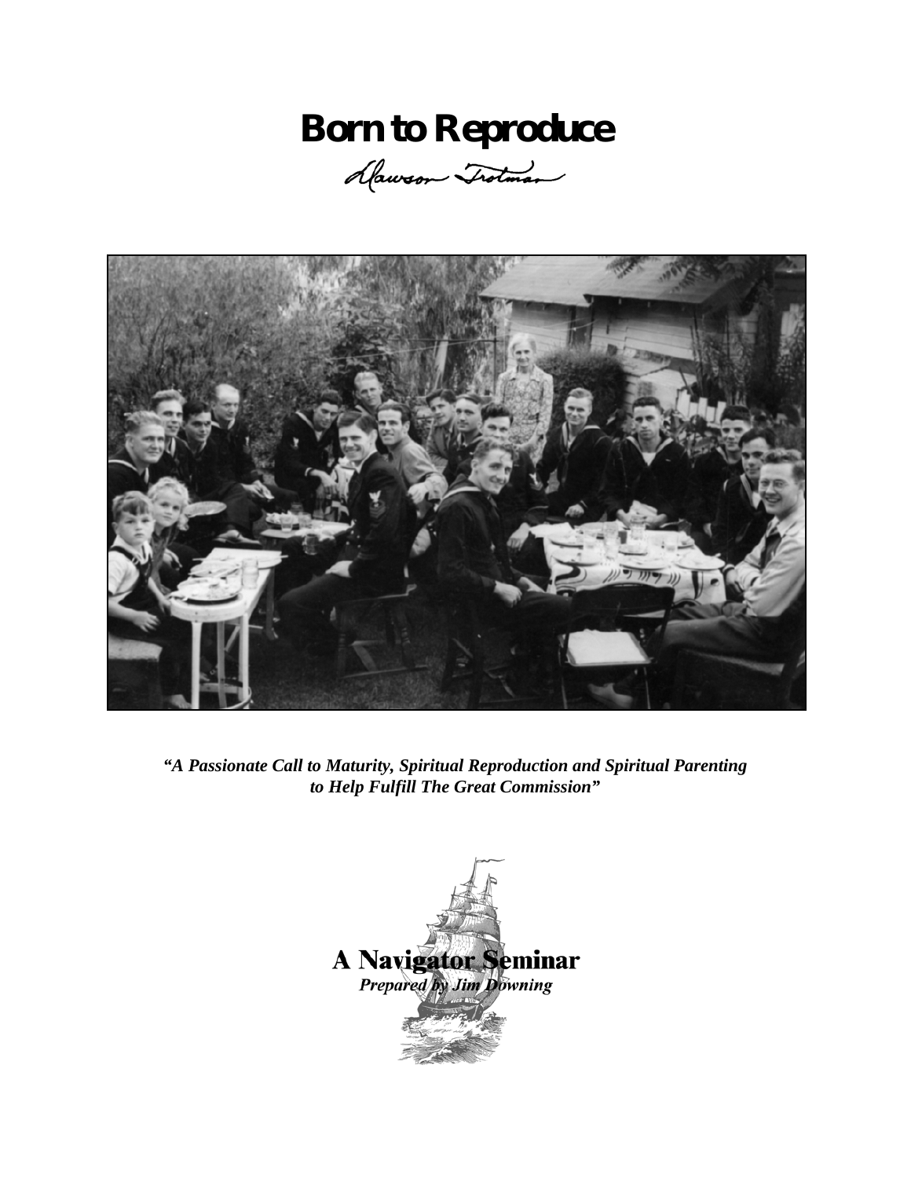# Born to Reproduce

Dawson Trotman

*"A Passionate Call to Maturity, Spiritual Reproduction and Spiritual Parenting to Help Fulfill The Great Commission"*

**A Navigator Seminar**

***Prepared by Jim Downing***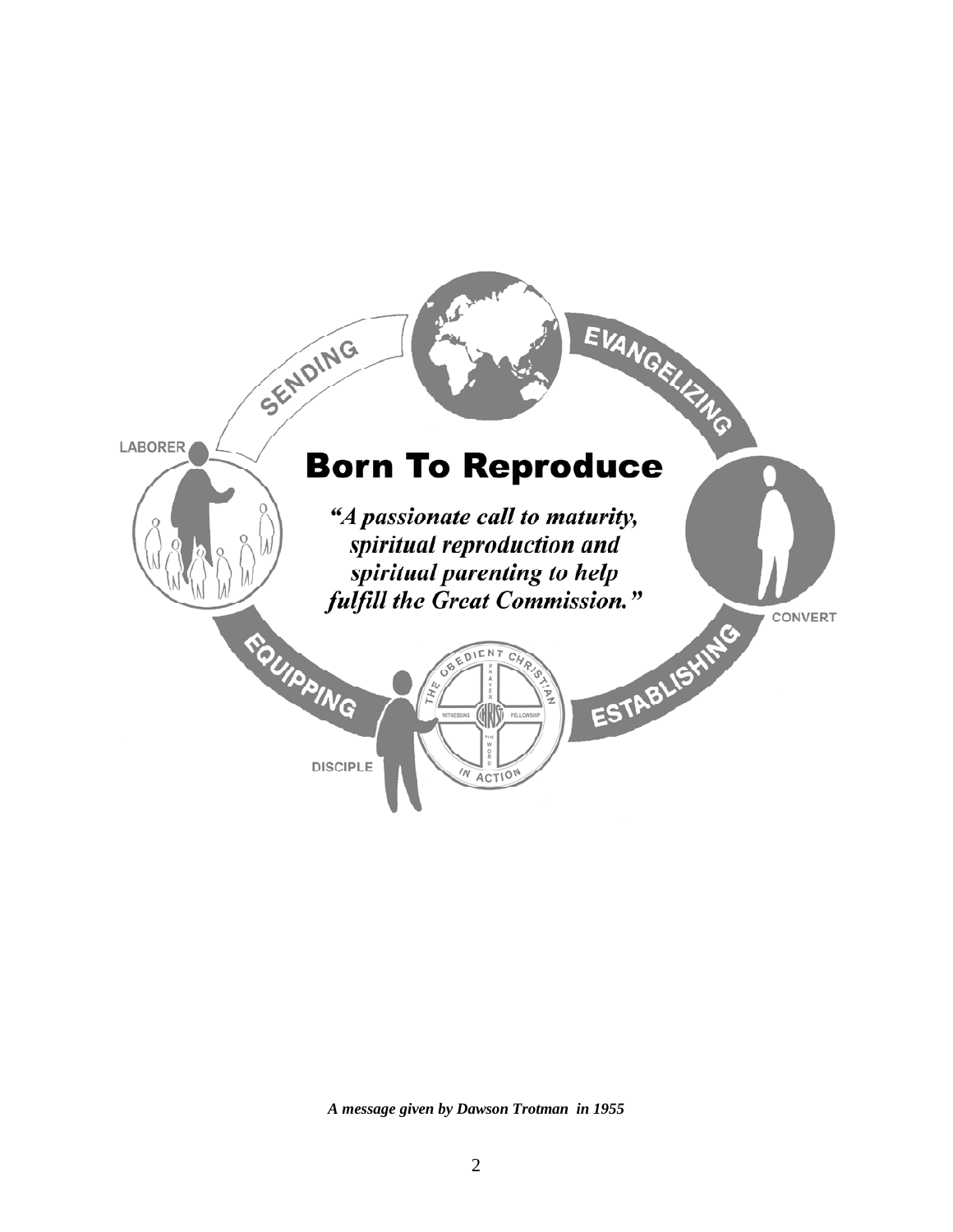SENDING

EVANGELIZING

LABORER

# Born To Reproduce

*"A passionate call to maturity, spiritual reproduction and spiritual parenting to help fulfill the Great Commission."*

CONVERT

EQUIPPING

ESTABLISHING

DISCIPLE

THE OBEDIENT CHRISTIAN IN ACTION

PRAYER

WITNESSING

CHRIST

FELLOWSHIP

THE WORD

***A message given by Dawson Trotman in 1955***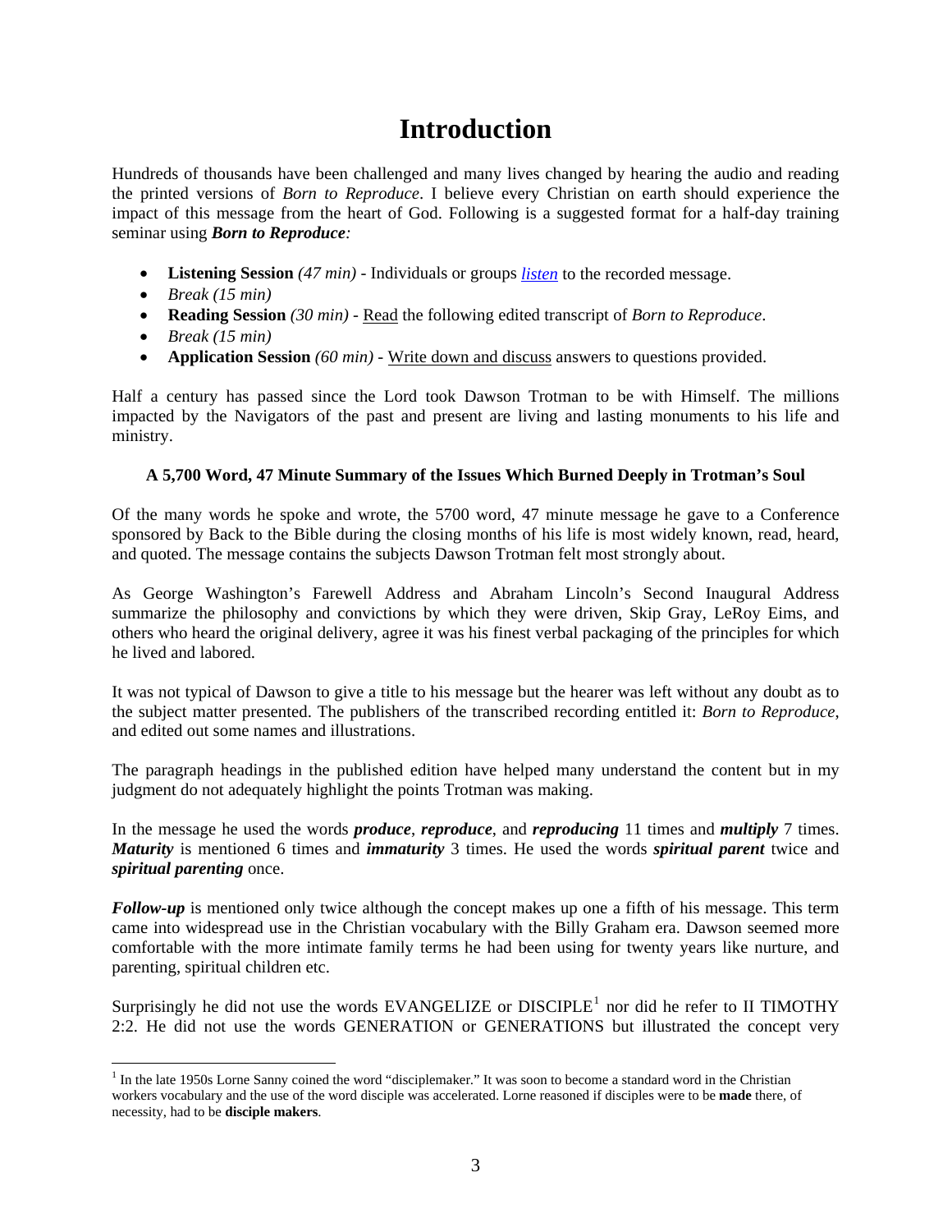# Introduction

Hundreds of thousands have been challenged and many lives changed by hearing the audio and reading the printed versions of *Born to Reproduce*. I believe every Christian on earth should experience the impact of this message from the heart of God. Following is a suggested format for a half-day training seminar using ***Born to Reproduce:***

- **Listening Session** *(47 min)* - Individuals or groups *listen* to the recorded message.
- *Break (15 min)*
- **Reading Session** *(30 min)* - Read the following edited transcript of *Born to Reproduce*.
- *Break (15 min)*
- **Application Session** *(60 min)* - Write down and discuss answers to questions provided.

Half a century has passed since the Lord took Dawson Trotman to be with Himself. The millions impacted by the Navigators of the past and present are living and lasting monuments to his life and ministry.

**A 5,700 Word, 47 Minute Summary of the Issues Which Burned Deeply in Trotman's Soul**

Of the many words he spoke and wrote, the 5700 word, 47 minute message he gave to a Conference sponsored by Back to the Bible during the closing months of his life is most widely known, read, heard, and quoted. The message contains the subjects Dawson Trotman felt most strongly about.

As George Washington's Farewell Address and Abraham Lincoln's Second Inaugural Address summarize the philosophy and convictions by which they were driven, Skip Gray, LeRoy Eims, and others who heard the original delivery, agree it was his finest verbal packaging of the principles for which he lived and labored.

It was not typical of Dawson to give a title to his message but the hearer was left without any doubt as to the subject matter presented. The publishers of the transcribed recording entitled it: *Born to Reproduce,* and edited out some names and illustrations.

The paragraph headings in the published edition have helped many understand the content but in my judgment do not adequately highlight the points Trotman was making.

In the message he used the words ***produce***, ***reproduce***, and ***reproducing*** 11 times and ***multiply*** 7 times. ***Maturity*** is mentioned 6 times and ***immaturity*** 3 times. He used the words ***spiritual parent*** twice and ***spiritual parenting*** once.

***Follow-up*** is mentioned only twice although the concept makes up one a fifth of his message. This term came into widespread use in the Christian vocabulary with the Billy Graham era. Dawson seemed more comfortable with the more intimate family terms he had been using for twenty years like nurture, and parenting, spiritual children etc.

Surprisingly he did not use the words EVANGELIZE or DISCIPLE[1] nor did he refer to II TIMOTHY 2:2. He did not use the words GENERATION or GENERATIONS but illustrated the concept very

[1] In the late 1950s Lorne Sanny coined the word "disciplemaker." It was soon to become a standard word in the Christian workers vocabulary and the use of the word disciple was accelerated. Lorne reasoned if disciples were to be **made** there, of necessity, had to be **disciple makers**.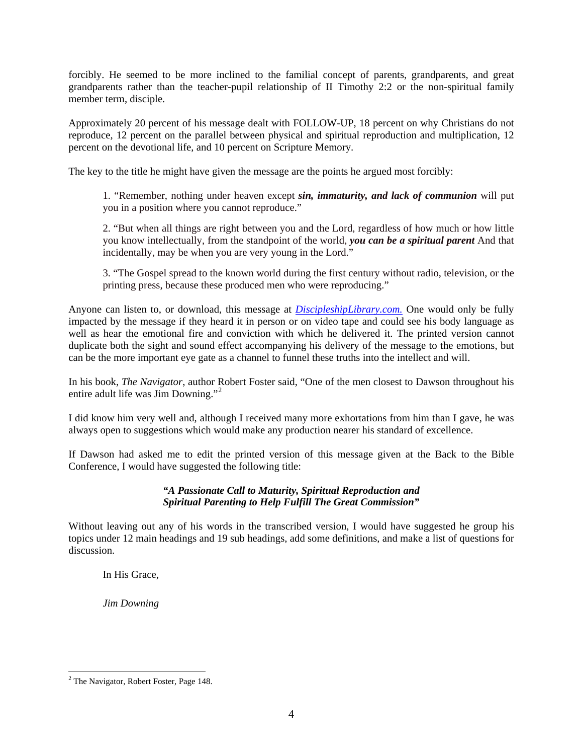forcibly. He seemed to be more inclined to the familial concept of parents, grandparents, and great grandparents rather than the teacher-pupil relationship of II Timothy 2:2 or the non-spiritual family member term, disciple.

Approximately 20 percent of his message dealt with FOLLOW-UP, 18 percent on why Christians do not reproduce, 12 percent on the parallel between physical and spiritual reproduction and multiplication, 12 percent on the devotional life, and 10 percent on Scripture Memory.

The key to the title he might have given the message are the points he argued most forcibly:

> 1. "Remember, nothing under heaven except ***sin, immaturity, and lack of communion*** will put you in a position where you cannot reproduce."
>
> 2. "But when all things are right between you and the Lord, regardless of how much or how little you know intellectually, from the standpoint of the world, ***you can be a spiritual parent*** And that incidentally, may be when you are very young in the Lord."
>
> 3. "The Gospel spread to the known world during the first century without radio, television, or the printing press, because these produced men who were reproducing."

Anyone can listen to, or download, this message at *DiscipleshipLibrary.com.* One would only be fully impacted by the message if they heard it in person or on video tape and could see his body language as well as hear the emotional fire and conviction with which he delivered it. The printed version cannot duplicate both the sight and sound effect accompanying his delivery of the message to the emotions, but can be the more important eye gate as a channel to funnel these truths into the intellect and will.

In his book, *The Navigator*, author Robert Foster said, "One of the men closest to Dawson throughout his entire adult life was Jim Downing."[2]

I did know him very well and, although I received many more exhortations from him than I gave, he was always open to suggestions which would make any production nearer his standard of excellence.

If Dawson had asked me to edit the printed version of this message given at the Back to the Bible Conference, I would have suggested the following title:

***"A Passionate Call to Maturity, Spiritual Reproduction and Spiritual Parenting to Help Fulfill The Great Commission"***

Without leaving out any of his words in the transcribed version, I would have suggested he group his topics under 12 main headings and 19 sub headings, add some definitions, and make a list of questions for discussion.

In His Grace,

*Jim Downing*

---

[2] The Navigator, Robert Foster, Page 148.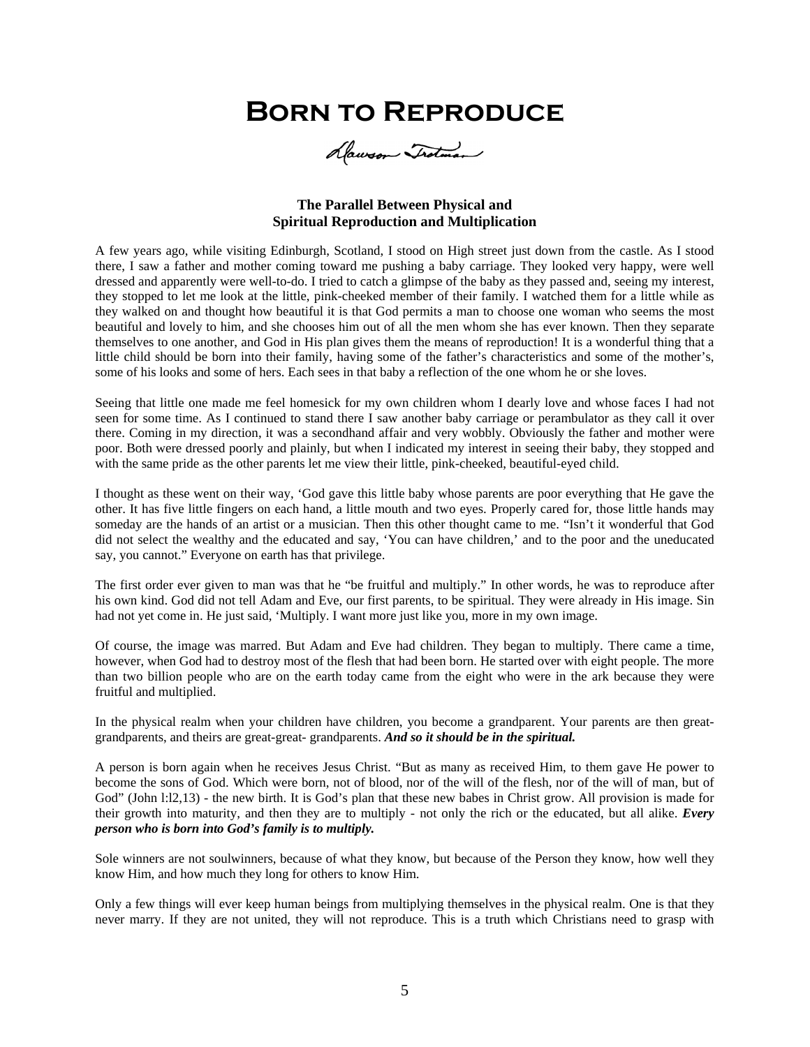# Born to Reproduce

Dawson Trotman

### The Parallel Between Physical and Spiritual Reproduction and Multiplication

A few years ago, while visiting Edinburgh, Scotland, I stood on High street just down from the castle. As I stood there, I saw a father and mother coming toward me pushing a baby carriage. They looked very happy, were well dressed and apparently were well-to-do. I tried to catch a glimpse of the baby as they passed and, seeing my interest, they stopped to let me look at the little, pink-cheeked member of their family. I watched them for a little while as they walked on and thought how beautiful it is that God permits a man to choose one woman who seems the most beautiful and lovely to him, and she chooses him out of all the men whom she has ever known. Then they separate themselves to one another, and God in His plan gives them the means of reproduction! It is a wonderful thing that a little child should be born into their family, having some of the father's characteristics and some of the mother's, some of his looks and some of hers. Each sees in that baby a reflection of the one whom he or she loves.

Seeing that little one made me feel homesick for my own children whom I dearly love and whose faces I had not seen for some time. As I continued to stand there I saw another baby carriage or perambulator as they call it over there. Coming in my direction, it was a secondhand affair and very wobbly. Obviously the father and mother were poor. Both were dressed poorly and plainly, but when I indicated my interest in seeing their baby, they stopped and with the same pride as the other parents let me view their little, pink-cheeked, beautiful-eyed child.

I thought as these went on their way, 'God gave this little baby whose parents are poor everything that He gave the other. It has five little fingers on each hand, a little mouth and two eyes. Properly cared for, those little hands may someday are the hands of an artist or a musician. Then this other thought came to me. "Isn't it wonderful that God did not select the wealthy and the educated and say, 'You can have children,' and to the poor and the uneducated say, you cannot." Everyone on earth has that privilege.

The first order ever given to man was that he "be fruitful and multiply." In other words, he was to reproduce after his own kind. God did not tell Adam and Eve, our first parents, to be spiritual. They were already in His image. Sin had not yet come in. He just said, 'Multiply. I want more just like you, more in my own image.

Of course, the image was marred. But Adam and Eve had children. They began to multiply. There came a time, however, when God had to destroy most of the flesh that had been born. He started over with eight people. The more than two billion people who are on the earth today came from the eight who were in the ark because they were fruitful and multiplied.

In the physical realm when your children have children, you become a grandparent. Your parents are then great-grandparents, and theirs are great-great- grandparents. ***And so it should be in the spiritual.***

A person is born again when he receives Jesus Christ. "But as many as received Him, to them gave He power to become the sons of God. Which were born, not of blood, nor of the will of the flesh, nor of the will of man, but of God" (John l:l2,13) - the new birth. It is God's plan that these new babes in Christ grow. All provision is made for their growth into maturity, and then they are to multiply - not only the rich or the educated, but all alike. ***Every person who is born into God's family is to multiply.***

Sole winners are not soulwinners, because of what they know, but because of the Person they know, how well they know Him, and how much they long for others to know Him.

Only a few things will ever keep human beings from multiplying themselves in the physical realm. One is that they never marry. If they are not united, they will not reproduce. This is a truth which Christians need to grasp with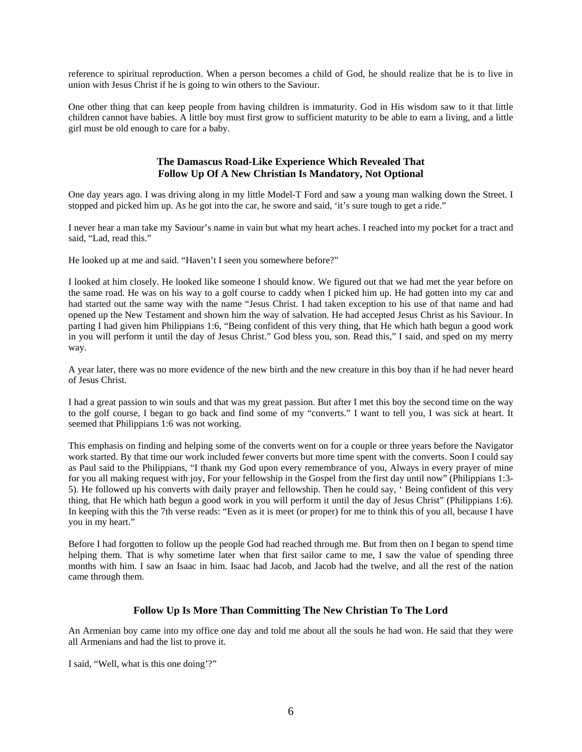reference to spiritual reproduction. When a person becomes a child of God, he should realize that he is to live in union with Jesus Christ if he is going to win others to the Saviour.

One other thing that can keep people from having children is immaturity. God in His wisdom saw to it that little children cannot have babies. A little boy must first grow to sufficient maturity to be able to earn a living, and a little girl must be old enough to care for a baby.

### The Damascus Road-Like Experience Which Revealed That Follow Up Of A New Christian Is Mandatory, Not Optional

One day years ago. I was driving along in my little Model-T Ford and saw a young man walking down the Street. I stopped and picked him up. As he got into the car, he swore and said, 'it's sure tough to get a ride."

I never hear a man take my Saviour's name in vain but what my heart aches. I reached into my pocket for a tract and said, "Lad, read this."

He looked up at me and said. "Haven't I seen you somewhere before?"

I looked at him closely. He looked like someone I should know. We figured out that we had met the year before on the same road. He was on his way to a golf course to caddy when I picked him up. He had gotten into my car and had started out the same way with the name "Jesus Christ. I had taken exception to his use of that name and had opened up the New Testament and shown him the way of salvation. He had accepted Jesus Christ as his Saviour. In parting I had given him Philippians 1:6, "Being confident of this very thing, that He which hath begun a good work in you will perform it until the day of Jesus Christ." God bless you, son. Read this," I said, and sped on my merry way.

A year later, there was no more evidence of the new birth and the new creature in this boy than if he had never heard of Jesus Christ.

I had a great passion to win souls and that was my great passion. But after I met this boy the second time on the way to the golf course, I began to go back and find some of my "converts." I want to tell you, I was sick at heart. It seemed that Philippians 1:6 was not working.

This emphasis on finding and helping some of the converts went on for a couple or three years before the Navigator work started. By that time our work included fewer converts but more time spent with the converts. Soon I could say as Paul said to the Philippians, "I thank my God upon every remembrance of you, Always in every prayer of mine for you all making request with joy, For your fellowship in the Gospel from the first day until now" (Philippians 1:3-5). He followed up his converts with daily prayer and fellowship. Then he could say, ' Being confident of this very thing, that He which hath begun a good work in you will perform it until the day of Jesus Christ" (Philippians 1:6). In keeping with this the 7th verse reads: "Even as it is meet (or proper) for me to think this of you all, because I have you in my heart."

Before I had forgotten to follow up the people God had reached through me. But from then on I began to spend time helping them. That is why sometime later when that first sailor came to me, I saw the value of spending three months with him. I saw an Isaac in him. Isaac had Jacob, and Jacob had the twelve, and all the rest of the nation came through them.

### Follow Up Is More Than Committing The New Christian To The Lord

An Armenian boy came into my office one day and told me about all the souls he had won. He said that they were all Armenians and had the list to prove it.

I said, "Well, what is this one doing'?"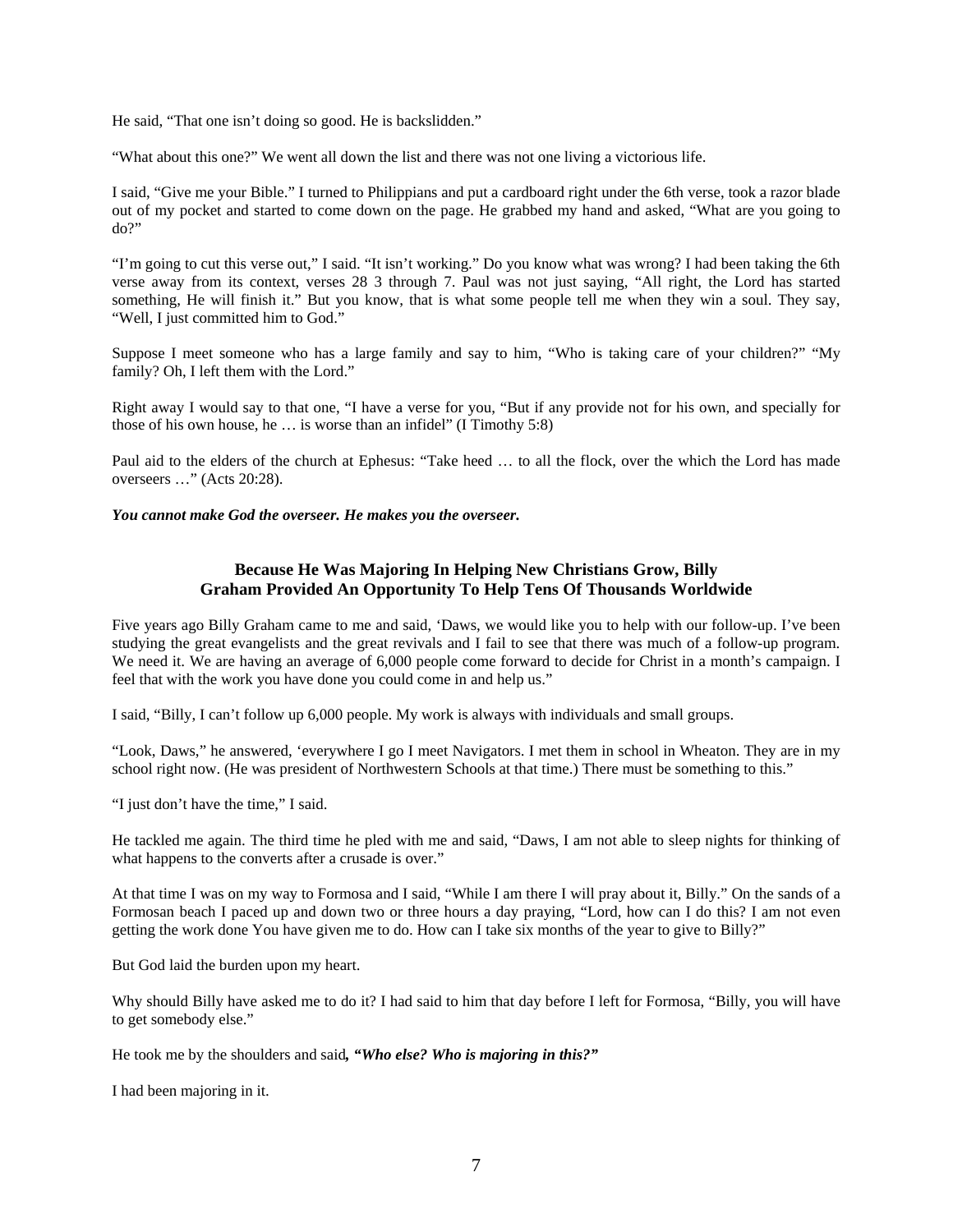He said, “That one isn’t doing so good. He is backslidden.”

“What about this one?” We went all down the list and there was not one living a victorious life.

I said, “Give me your Bible.” I turned to Philippians and put a cardboard right under the 6th verse, took a razor blade out of my pocket and started to come down on the page. He grabbed my hand and asked, “What are you going to do?”

“I’m going to cut this verse out,” I said. “It isn’t working.” Do you know what was wrong? I had been taking the 6th verse away from its context, verses 28 3 through 7. Paul was not just saying, “All right, the Lord has started something, He will finish it.” But you know, that is what some people tell me when they win a soul. They say, “Well, I just committed him to God.”

Suppose I meet someone who has a large family and say to him, “Who is taking care of your children?” “My family? Oh, I left them with the Lord.”

Right away I would say to that one, “I have a verse for you, “But if any provide not for his own, and specially for those of his own house, he … is worse than an infidel” (I Timothy 5:8)

Paul aid to the elders of the church at Ephesus: “Take heed … to all the flock, over the which the Lord has made overseers …” (Acts 20:28).

***You cannot make God the overseer. He makes you the overseer.***

### Because He Was Majoring In Helping New Christians Grow, Billy Graham Provided An Opportunity To Help Tens Of Thousands Worldwide

Five years ago Billy Graham came to me and said, ‘Daws, we would like you to help with our follow-up. I’ve been studying the great evangelists and the great revivals and I fail to see that there was much of a follow-up program. We need it. We are having an average of 6,000 people come forward to decide for Christ in a month’s campaign. I feel that with the work you have done you could come in and help us.”

I said, “Billy, I can’t follow up 6,000 people. My work is always with individuals and small groups.

“Look, Daws,” he answered, ‘everywhere I go I meet Navigators. I met them in school in Wheaton. They are in my school right now. (He was president of Northwestern Schools at that time.) There must be something to this.”

“I just don’t have the time,” I said.

He tackled me again. The third time he pled with me and said, “Daws, I am not able to sleep nights for thinking of what happens to the converts after a crusade is over.”

At that time I was on my way to Formosa and I said, “While I am there I will pray about it, Billy.” On the sands of a Formosan beach I paced up and down two or three hours a day praying, “Lord, how can I do this? I am not even getting the work done You have given me to do. How can I take six months of the year to give to Billy?”

But God laid the burden upon my heart.

Why should Billy have asked me to do it? I had said to him that day before I left for Formosa, “Billy, you will have to get somebody else.”

He took me by the shoulders and said***, “Who else? Who is majoring in this?”***

I had been majoring in it.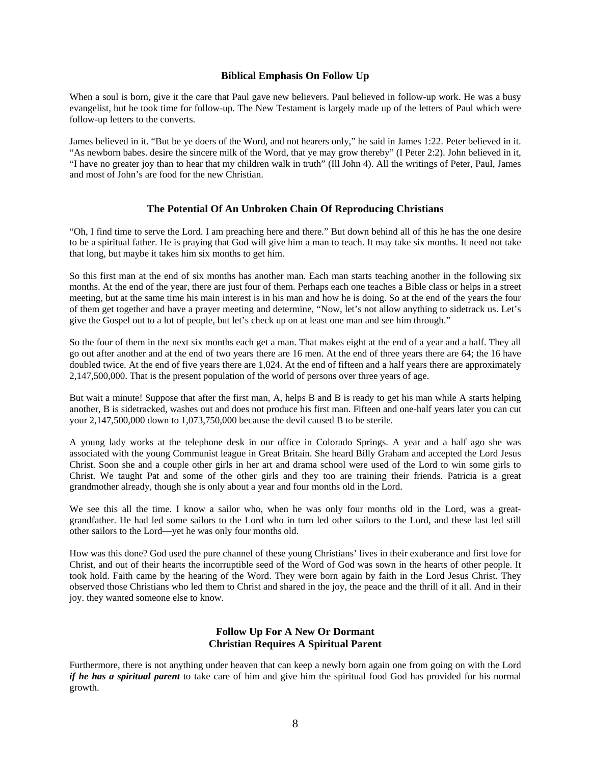### Biblical Emphasis On Follow Up

When a soul is born, give it the care that Paul gave new believers. Paul believed in follow-up work. He was a busy evangelist, but he took time for follow-up. The New Testament is largely made up of the letters of Paul which were follow-up letters to the converts.

James believed in it. "But be ye doers of the Word, and not hearers only," he said in James 1:22. Peter believed in it. "As newborn babes. desire the sincere milk of the Word, that ye may grow thereby" (I Peter 2:2). John believed in it, "I have no greater joy than to hear that my children walk in truth" (Ill John 4). All the writings of Peter, Paul, James and most of John's are food for the new Christian.

### The Potential Of An Unbroken Chain Of Reproducing Christians

"Oh, I find time to serve the Lord. I am preaching here and there." But down behind all of this he has the one desire to be a spiritual father. He is praying that God will give him a man to teach. It may take six months. It need not take that long, but maybe it takes him six months to get him.

So this first man at the end of six months has another man. Each man starts teaching another in the following six months. At the end of the year, there are just four of them. Perhaps each one teaches a Bible class or helps in a street meeting, but at the same time his main interest is in his man and how he is doing. So at the end of the years the four of them get together and have a prayer meeting and determine, "Now, let's not allow anything to sidetrack us. Let's give the Gospel out to a lot of people, but let's check up on at least one man and see him through."

So the four of them in the next six months each get a man. That makes eight at the end of a year and a half. They all go out after another and at the end of two years there are 16 men. At the end of three years there are 64; the 16 have doubled twice. At the end of five years there are 1,024. At the end of fifteen and a half years there are approximately 2,147,500,000. That is the present population of the world of persons over three years of age.

But wait a minute! Suppose that after the first man, A, helps B and B is ready to get his man while A starts helping another, B is sidetracked, washes out and does not produce his first man. Fifteen and one-half years later you can cut your 2,147,500,000 down to 1,073,750,000 because the devil caused B to be sterile.

A young lady works at the telephone desk in our office in Colorado Springs. A year and a half ago she was associated with the young Communist league in Great Britain. She heard Billy Graham and accepted the Lord Jesus Christ. Soon she and a couple other girls in her art and drama school were used of the Lord to win some girls to Christ. We taught Pat and some of the other girls and they too are training their friends. Patricia is a great grandmother already, though she is only about a year and four months old in the Lord.

We see this all the time. I know a sailor who, when he was only four months old in the Lord, was a great-grandfather. He had led some sailors to the Lord who in turn led other sailors to the Lord, and these last led still other sailors to the Lord—yet he was only four months old.

How was this done? God used the pure channel of these young Christians' lives in their exuberance and first love for Christ, and out of their hearts the incorruptible seed of the Word of God was sown in the hearts of other people. It took hold. Faith came by the hearing of the Word. They were born again by faith in the Lord Jesus Christ. They observed those Christians who led them to Christ and shared in the joy, the peace and the thrill of it all. And in their joy. they wanted someone else to know.

### Follow Up For A New Or Dormant Christian Requires A Spiritual Parent

Furthermore, there is not anything under heaven that can keep a newly born again one from going on with the Lord ***if he has a spiritual parent*** to take care of him and give him the spiritual food God has provided for his normal growth.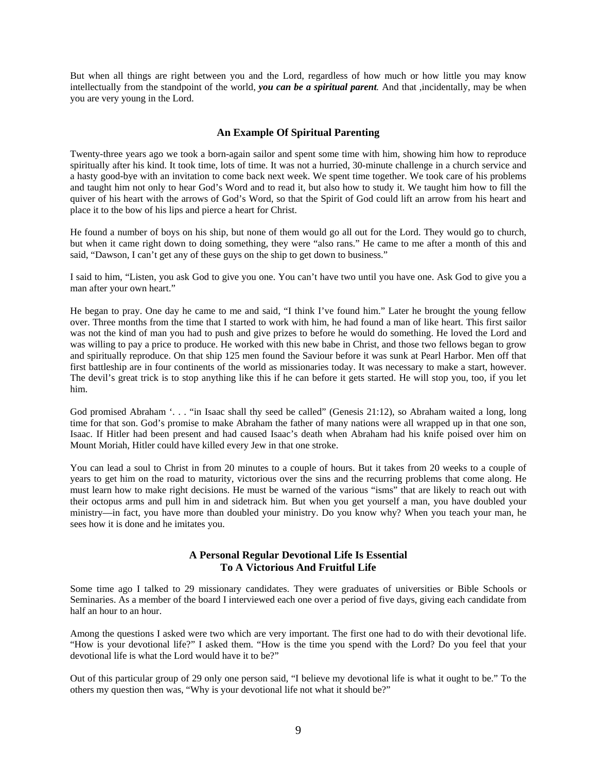But when all things are right between you and the Lord, regardless of how much or how little you may know intellectually from the standpoint of the world, ***you can be a spiritual parent.*** And that ,incidentally, may be when you are very young in the Lord.

### An Example Of Spiritual Parenting

Twenty-three years ago we took a born-again sailor and spent some time with him, showing him how to reproduce spiritually after his kind. It took time, lots of time. It was not a hurried, 30-minute challenge in a church service and a hasty good-bye with an invitation to come back next week. We spent time together. We took care of his problems and taught him not only to hear God's Word and to read it, but also how to study it. We taught him how to fill the quiver of his heart with the arrows of God's Word, so that the Spirit of God could lift an arrow from his heart and place it to the bow of his lips and pierce a heart for Christ.

He found a number of boys on his ship, but none of them would go all out for the Lord. They would go to church, but when it came right down to doing something, they were "also rans." He came to me after a month of this and said, "Dawson, I can't get any of these guys on the ship to get down to business."

I said to him, "Listen, you ask God to give you one. You can't have two until you have one. Ask God to give you a man after your own heart."

He began to pray. One day he came to me and said, "I think I've found him." Later he brought the young fellow over. Three months from the time that I started to work with him, he had found a man of like heart. This first sailor was not the kind of man you had to push and give prizes to before he would do something. He loved the Lord and was willing to pay a price to produce. He worked with this new babe in Christ, and those two fellows began to grow and spiritually reproduce. On that ship 125 men found the Saviour before it was sunk at Pearl Harbor. Men off that first battleship are in four continents of the world as missionaries today. It was necessary to make a start, however. The devil's great trick is to stop anything like this if he can before it gets started. He will stop you, too, if you let him.

God promised Abraham '. . . "in Isaac shall thy seed be called" (Genesis 21:12), so Abraham waited a long, long time for that son. God's promise to make Abraham the father of many nations were all wrapped up in that one son, Isaac. If Hitler had been present and had caused Isaac's death when Abraham had his knife poised over him on Mount Moriah, Hitler could have killed every Jew in that one stroke.

You can lead a soul to Christ in from 20 minutes to a couple of hours. But it takes from 20 weeks to a couple of years to get him on the road to maturity, victorious over the sins and the recurring problems that come along. He must learn how to make right decisions. He must be warned of the various "isms" that are likely to reach out with their octopus arms and pull him in and sidetrack him. But when you get yourself a man, you have doubled your ministry—in fact, you have more than doubled your ministry. Do you know why? When you teach your man, he sees how it is done and he imitates you.

### A Personal Regular Devotional Life Is Essential To A Victorious And Fruitful Life

Some time ago I talked to 29 missionary candidates. They were graduates of universities or Bible Schools or Seminaries. As a member of the board I interviewed each one over a period of five days, giving each candidate from half an hour to an hour.

Among the questions I asked were two which are very important. The first one had to do with their devotional life. "How is your devotional life?" I asked them. "How is the time you spend with the Lord? Do you feel that your devotional life is what the Lord would have it to be?"

Out of this particular group of 29 only one person said, "I believe my devotional life is what it ought to be." To the others my question then was, "Why is your devotional life not what it should be?"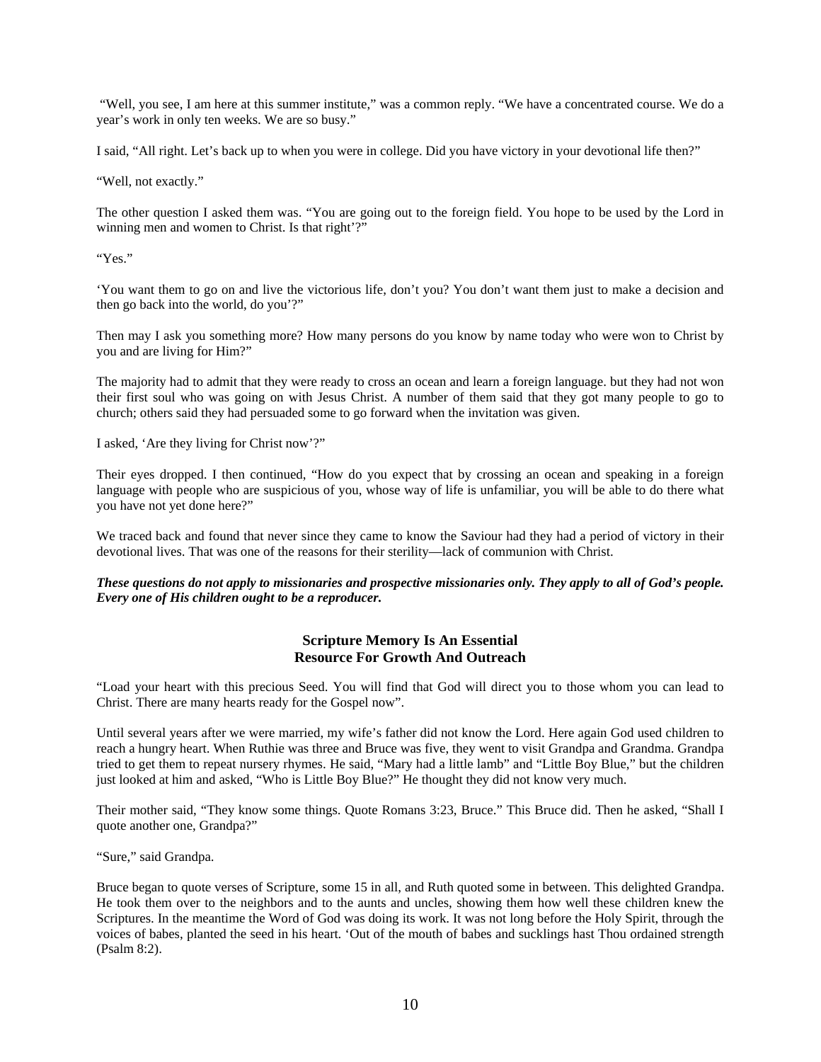"Well, you see, I am here at this summer institute," was a common reply. "We have a concentrated course. We do a year's work in only ten weeks. We are so busy."

I said, "All right. Let's back up to when you were in college. Did you have victory in your devotional life then?"

"Well, not exactly."

The other question I asked them was. "You are going out to the foreign field. You hope to be used by the Lord in winning men and women to Christ. Is that right'?"

"Yes."

'You want them to go on and live the victorious life, don't you? You don't want them just to make a decision and then go back into the world, do you'?"

Then may I ask you something more? How many persons do you know by name today who were won to Christ by you and are living for Him?"

The majority had to admit that they were ready to cross an ocean and learn a foreign language. but they had not won their first soul who was going on with Jesus Christ. A number of them said that they got many people to go to church; others said they had persuaded some to go forward when the invitation was given.

I asked, 'Are they living for Christ now'?"

Their eyes dropped. I then continued, "How do you expect that by crossing an ocean and speaking in a foreign language with people who are suspicious of you, whose way of life is unfamiliar, you will be able to do there what you have not yet done here?"

We traced back and found that never since they came to know the Saviour had they had a period of victory in their devotional lives. That was one of the reasons for their sterility—lack of communion with Christ.

***These questions do not apply to missionaries and prospective missionaries only. They apply to all of God's people. Every one of His children ought to be a reproducer.***

## Scripture Memory Is An Essential Resource For Growth And Outreach

"Load your heart with this precious Seed. You will find that God will direct you to those whom you can lead to Christ. There are many hearts ready for the Gospel now".

Until several years after we were married, my wife's father did not know the Lord. Here again God used children to reach a hungry heart. When Ruthie was three and Bruce was five, they went to visit Grandpa and Grandma. Grandpa tried to get them to repeat nursery rhymes. He said, "Mary had a little lamb" and "Little Boy Blue," but the children just looked at him and asked, "Who is Little Boy Blue?" He thought they did not know very much.

Their mother said, "They know some things. Quote Romans 3:23, Bruce." This Bruce did. Then he asked, "Shall I quote another one, Grandpa?"

"Sure," said Grandpa.

Bruce began to quote verses of Scripture, some 15 in all, and Ruth quoted some in between. This delighted Grandpa. He took them over to the neighbors and to the aunts and uncles, showing them how well these children knew the Scriptures. In the meantime the Word of God was doing its work. It was not long before the Holy Spirit, through the voices of babes, planted the seed in his heart. 'Out of the mouth of babes and sucklings hast Thou ordained strength (Psalm 8:2).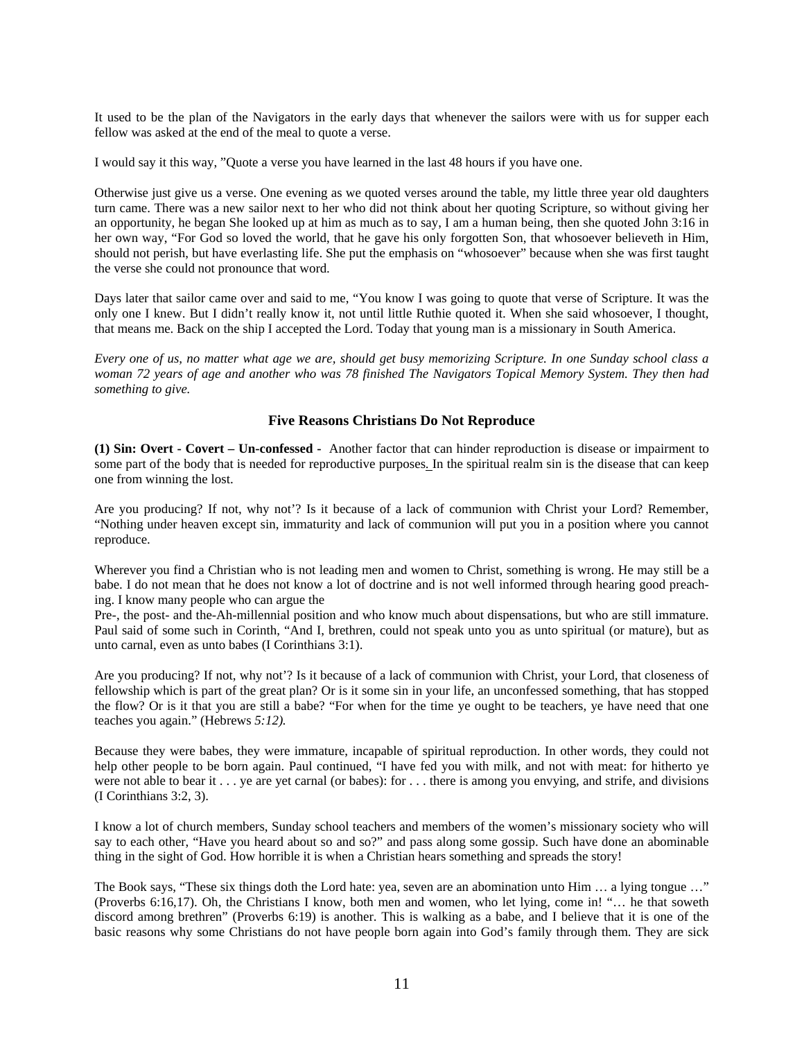It used to be the plan of the Navigators in the early days that whenever the sailors were with us for supper each fellow was asked at the end of the meal to quote a verse.

I would say it this way, "Quote a verse you have learned in the last 48 hours if you have one.

Otherwise just give us a verse. One evening as we quoted verses around the table, my little three year old daughters turn came. There was a new sailor next to her who did not think about her quoting Scripture, so without giving her an opportunity, he began She looked up at him as much as to say, I am a human being, then she quoted John 3:16 in her own way, "For God so loved the world, that he gave his only forgotten Son, that whosoever believeth in Him, should not perish, but have everlasting life. She put the emphasis on "whosoever" because when she was first taught the verse she could not pronounce that word.

Days later that sailor came over and said to me, "You know I was going to quote that verse of Scripture. It was the only one I knew. But I didn't really know it, not until little Ruthie quoted it. When she said whosoever, I thought, that means me. Back on the ship I accepted the Lord. Today that young man is a missionary in South America.

*Every one of us, no matter what age we are, should get busy memorizing Scripture. In one Sunday school class a woman 72 years of age and another who was 78 finished The Navigators Topical Memory System. They then had something to give.*

### Five Reasons Christians Do Not Reproduce

**(1) Sin: Overt - Covert – Un-confessed -** Another factor that can hinder reproduction is disease or impairment to some part of the body that is needed for reproductive purposes. In the spiritual realm sin is the disease that can keep one from winning the lost.

Are you producing? If not, why not'? Is it because of a lack of communion with Christ your Lord? Remember, "Nothing under heaven except sin, immaturity and lack of communion will put you in a position where you cannot reproduce.

Wherever you find a Christian who is not leading men and women to Christ, something is wrong. He may still be a babe. I do not mean that he does not know a lot of doctrine and is not well informed through hearing good preaching. I know many people who can argue the
Pre-, the post- and the-Ah-millennial position and who know much about dispensations, but who are still immature. Paul said of some such in Corinth, "And I, brethren, could not speak unto you as unto spiritual (or mature), but as unto carnal, even as unto babes (I Corinthians 3:1).

Are you producing? If not, why not'? Is it because of a lack of communion with Christ, your Lord, that closeness of fellowship which is part of the great plan? Or is it some sin in your life, an unconfessed something, that has stopped the flow? Or is it that you are still a babe? "For when for the time ye ought to be teachers, ye have need that one teaches you again." (Hebrews *5:12).*

Because they were babes, they were immature, incapable of spiritual reproduction. In other words, they could not help other people to be born again. Paul continued, "I have fed you with milk, and not with meat: for hitherto ye were not able to bear it . . . ye are yet carnal (or babes): for . . . there is among you envying, and strife, and divisions (I Corinthians 3:2, 3).

I know a lot of church members, Sunday school teachers and members of the women's missionary society who will say to each other, "Have you heard about so and so?" and pass along some gossip. Such have done an abominable thing in the sight of God. How horrible it is when a Christian hears something and spreads the story!

The Book says, "These six things doth the Lord hate: yea, seven are an abomination unto Him … a lying tongue …" (Proverbs 6:16,17). Oh, the Christians I know, both men and women, who let lying, come in! "… he that soweth discord among brethren" (Proverbs 6:19) is another. This is walking as a babe, and I believe that it is one of the basic reasons why some Christians do not have people born again into God's family through them. They are sick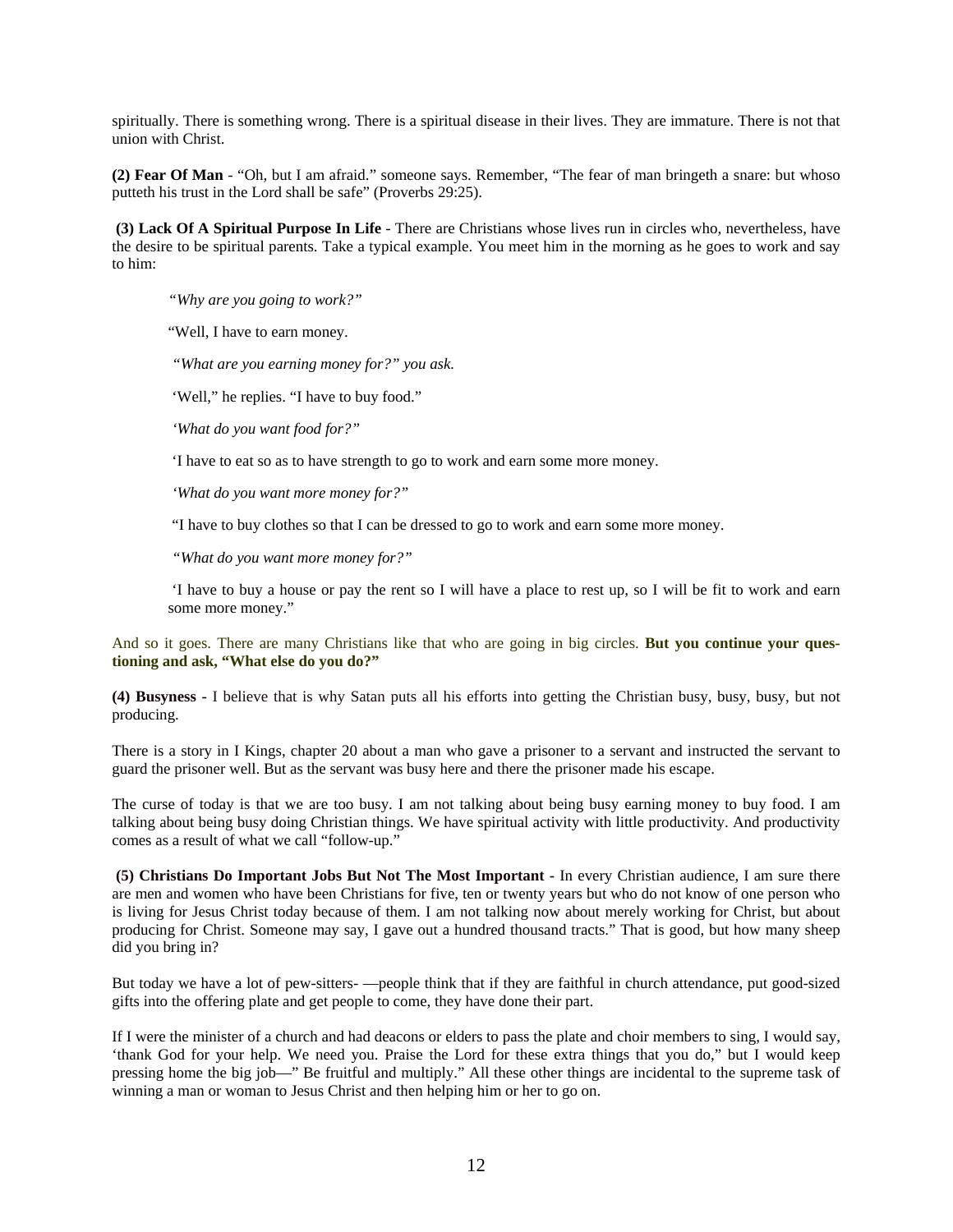spiritually. There is something wrong. There is a spiritual disease in their lives. They are immature. There is not that union with Christ.

**(2) Fear Of Man** - "Oh, but I am afraid." someone says. Remember, "The fear of man bringeth a snare: but whoso putteth his trust in the Lord shall be safe" (Proverbs 29:25).

**(3) Lack Of A Spiritual Purpose In Life** - There are Christians whose lives run in circles who, nevertheless, have the desire to be spiritual parents. Take a typical example. You meet him in the morning as he goes to work and say to him:

> *"Why are you going to work?"*
>
> "Well, I have to earn money.
>
> *"What are you earning money for?" you ask.*
>
> 'Well," he replies. "I have to buy food."
>
> *'What do you want food for?"*
>
> 'I have to eat so as to have strength to go to work and earn some more money.
>
> *'What do you want more money for?"*
>
> "I have to buy clothes so that I can be dressed to go to work and earn some more money.
>
> *"What do you want more money for?"*
>
> 'I have to buy a house or pay the rent so I will have a place to rest up, so I will be fit to work and earn some more money."

And so it goes. There are many Christians like that who are going in big circles. **But you continue your questioning and ask, "What else do you do?"**

**(4) Busyness** - I believe that is why Satan puts all his efforts into getting the Christian busy, busy, busy, but not producing.

There is a story in I Kings, chapter 20 about a man who gave a prisoner to a servant and instructed the servant to guard the prisoner well. But as the servant was busy here and there the prisoner made his escape.

The curse of today is that we are too busy. I am not talking about being busy earning money to buy food. I am talking about being busy doing Christian things. We have spiritual activity with little productivity. And productivity comes as a result of what we call "follow-up."

**(5) Christians Do Important Jobs But Not The Most Important** - In every Christian audience, I am sure there are men and women who have been Christians for five, ten or twenty years but who do not know of one person who is living for Jesus Christ today because of them. I am not talking now about merely working for Christ, but about producing for Christ. Someone may say, I gave out a hundred thousand tracts." That is good, but how many sheep did you bring in?

But today we have a lot of pew-sitters- —people think that if they are faithful in church attendance, put good-sized gifts into the offering plate and get people to come, they have done their part.

If I were the minister of a church and had deacons or elders to pass the plate and choir members to sing, I would say, 'thank God for your help. We need you. Praise the Lord for these extra things that you do," but I would keep pressing home the big job—" Be fruitful and multiply." All these other things are incidental to the supreme task of winning a man or woman to Jesus Christ and then helping him or her to go on.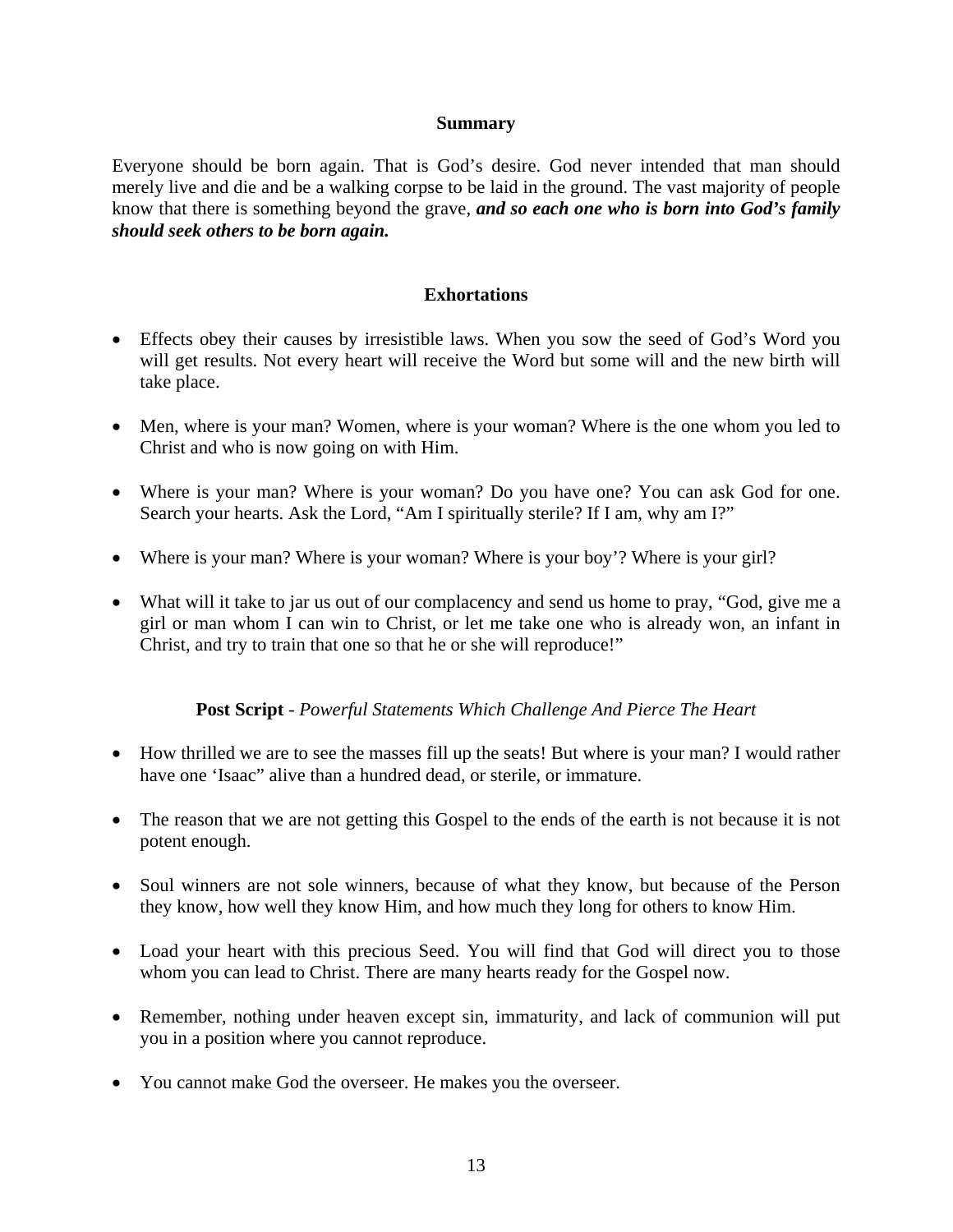## Summary

Everyone should be born again. That is God's desire. God never intended that man should merely live and die and be a walking corpse to be laid in the ground. The vast majority of people know that there is something beyond the grave, ***and so each one who is born into God's family should seek others to be born again.***

## Exhortations

- Effects obey their causes by irresistible laws. When you sow the seed of God's Word you will get results. Not every heart will receive the Word but some will and the new birth will take place.
- Men, where is your man? Women, where is your woman? Where is the one whom you led to Christ and who is now going on with Him.
- Where is your man? Where is your woman? Do you have one? You can ask God for one. Search your hearts. Ask the Lord, "Am I spiritually sterile? If I am, why am I?"
- Where is your man? Where is your woman? Where is your boy'? Where is your girl?
- What will it take to jar us out of our complacency and send us home to pray, "God, give me a girl or man whom I can win to Christ, or let me take one who is already won, an infant in Christ, and try to train that one so that he or she will reproduce!"

## Post Script - *Powerful Statements Which Challenge And Pierce The Heart*

- How thrilled we are to see the masses fill up the seats! But where is your man? I would rather have one 'Isaac" alive than a hundred dead, or sterile, or immature.
- The reason that we are not getting this Gospel to the ends of the earth is not because it is not potent enough.
- Soul winners are not sole winners, because of what they know, but because of the Person they know, how well they know Him, and how much they long for others to know Him.
- Load your heart with this precious Seed. You will find that God will direct you to those whom you can lead to Christ. There are many hearts ready for the Gospel now.
- Remember, nothing under heaven except sin, immaturity, and lack of communion will put you in a position where you cannot reproduce.
- You cannot make God the overseer. He makes you the overseer.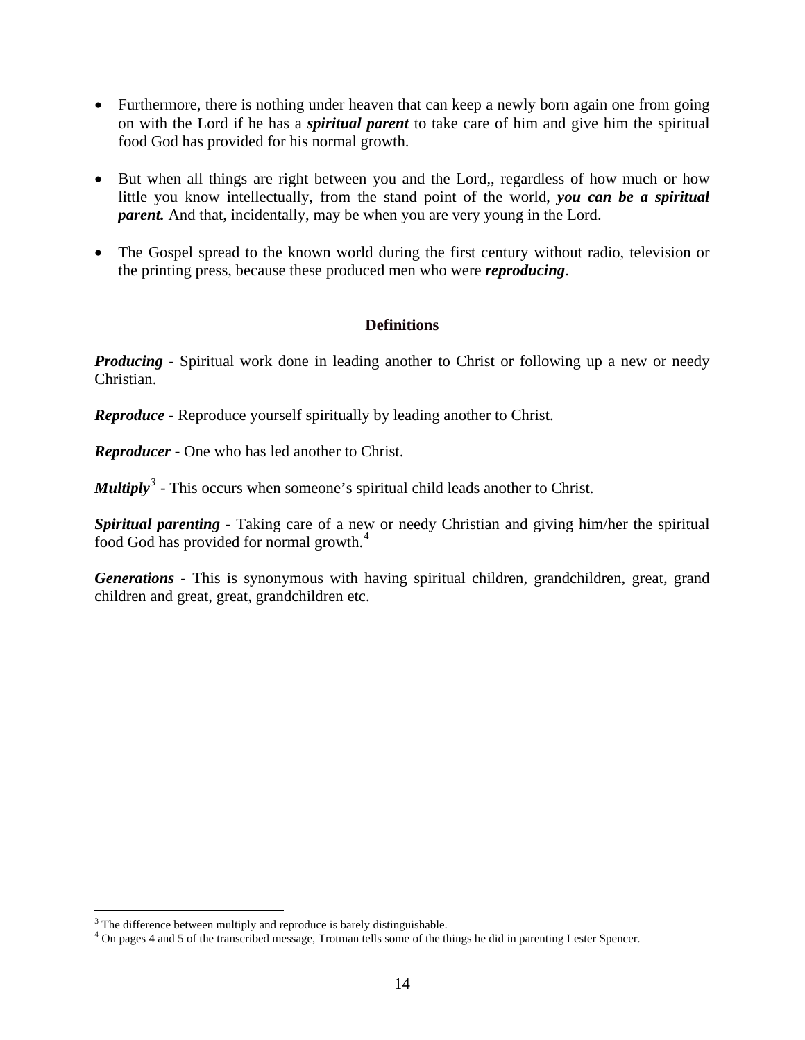- Furthermore, there is nothing under heaven that can keep a newly born again one from going on with the Lord if he has a ***spiritual parent*** to take care of him and give him the spiritual food God has provided for his normal growth.

- But when all things are right between you and the Lord,, regardless of how much or how little you know intellectually, from the stand point of the world, ***you can be a spiritual parent.*** And that, incidentally, may be when you are very young in the Lord.

- The Gospel spread to the known world during the first century without radio, television or the printing press, because these produced men who were ***reproducing***.

**Definitions**

***Producing*** - Spiritual work done in leading another to Christ or following up a new or needy Christian.

***Reproduce*** - Reproduce yourself spiritually by leading another to Christ.

***Reproducer*** - One who has led another to Christ.

***Multiply***[3] - This occurs when someone's spiritual child leads another to Christ.

***Spiritual parenting*** - Taking care of a new or needy Christian and giving him/her the spiritual food God has provided for normal growth.[4]

***Generations*** - This is synonymous with having spiritual children, grandchildren, great, grand children and great, great, grandchildren etc.

---

[3] The difference between multiply and reproduce is barely distinguishable.

[4] On pages 4 and 5 of the transcribed message, Trotman tells some of the things he did in parenting Lester Spencer.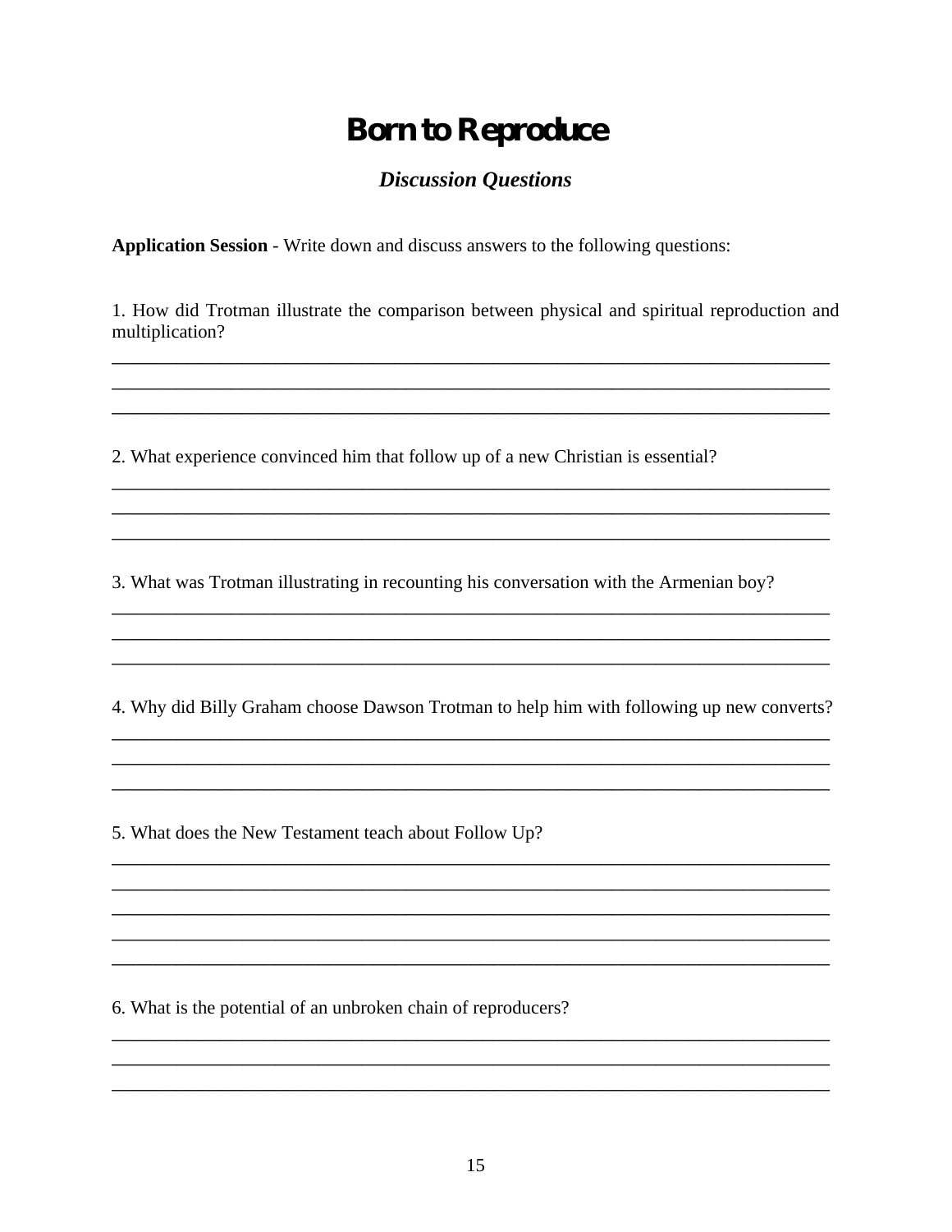# Born to Reproduce

## *Discussion Questions*

**Application Session** - Write down and discuss answers to the following questions:

1. How did Trotman illustrate the comparison between physical and spiritual reproduction and multiplication?

_____________________________________________________________________________

_____________________________________________________________________________

_____________________________________________________________________________

2. What experience convinced him that follow up of a new Christian is essential?

_____________________________________________________________________________

_____________________________________________________________________________

_____________________________________________________________________________

3. What was Trotman illustrating in recounting his conversation with the Armenian boy?

_____________________________________________________________________________

_____________________________________________________________________________

_____________________________________________________________________________

4. Why did Billy Graham choose Dawson Trotman to help him with following up new converts?

_____________________________________________________________________________

_____________________________________________________________________________

_____________________________________________________________________________

5. What does the New Testament teach about Follow Up?

_____________________________________________________________________________

_____________________________________________________________________________

_____________________________________________________________________________

_____________________________________________________________________________

_____________________________________________________________________________

6. What is the potential of an unbroken chain of reproducers?

_____________________________________________________________________________

_____________________________________________________________________________

_____________________________________________________________________________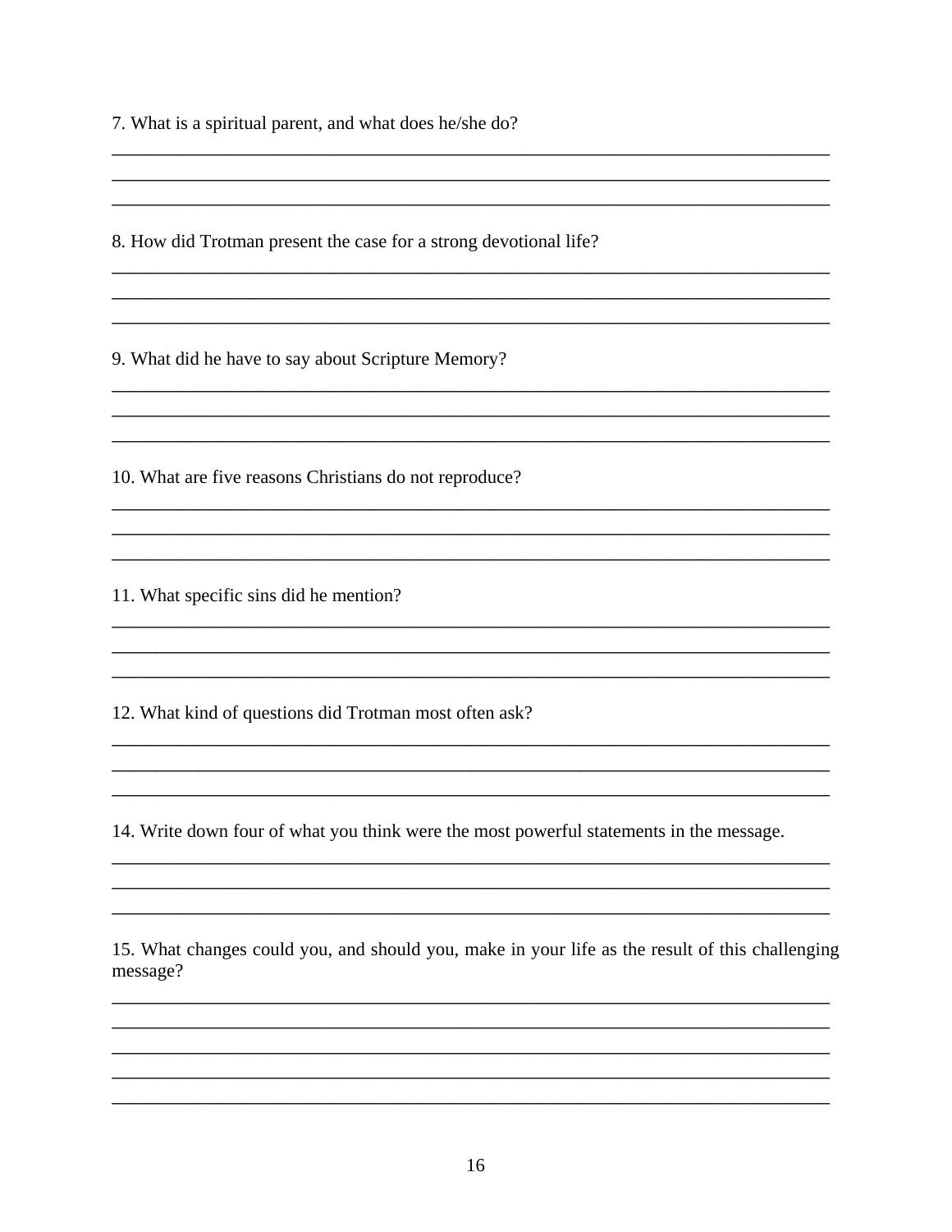7. What is a spiritual parent, and what does he/she do?

______________________________________________________________________________

______________________________________________________________________________

______________________________________________________________________________

8. How did Trotman present the case for a strong devotional life?

______________________________________________________________________________

______________________________________________________________________________

______________________________________________________________________________

9. What did he have to say about Scripture Memory?

______________________________________________________________________________

______________________________________________________________________________

______________________________________________________________________________

10. What are five reasons Christians do not reproduce?

______________________________________________________________________________

______________________________________________________________________________

______________________________________________________________________________

11. What specific sins did he mention?

______________________________________________________________________________

______________________________________________________________________________

______________________________________________________________________________

12. What kind of questions did Trotman most often ask?

______________________________________________________________________________

______________________________________________________________________________

______________________________________________________________________________

14. Write down four of what you think were the most powerful statements in the message.

______________________________________________________________________________

______________________________________________________________________________

______________________________________________________________________________

15. What changes could you, and should you, make in your life as the result of this challenging message?

______________________________________________________________________________

______________________________________________________________________________

______________________________________________________________________________

______________________________________________________________________________

______________________________________________________________________________